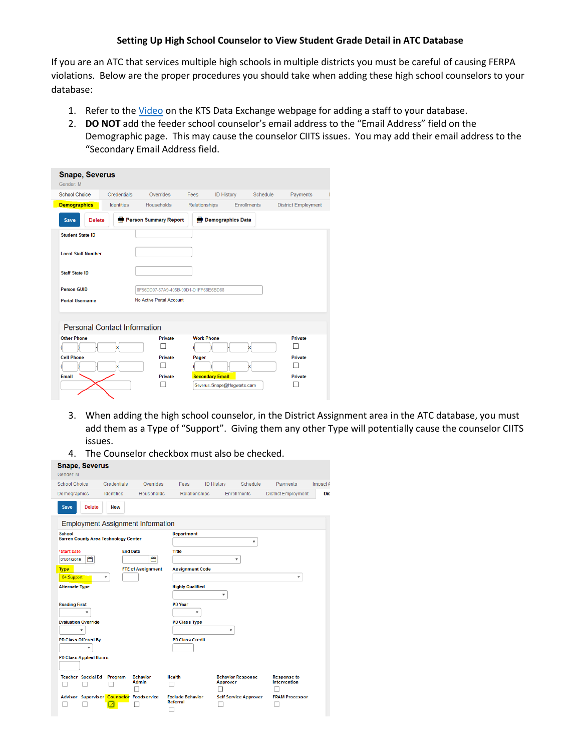# Setting Up High School Counselor to View Student Grade Detail in ATC Database

If you are an ATC that services multiple high schools in multiple districts you must be careful of causing FERPA violations. Below are the proper procedures you should take when adding these high school counselors to your database:

1. Refer to the Video on the KTS Data Exchange webpage for adding a staff to your database.
2. **DO NOT** add the feeder school counselor's email address to the "Email Address" field on the Demographic page. This may cause the counselor CIITS issues. You may add their email address to the "Secondary Email Address field.
3. When adding the high school counselor, in the District Assignment area in the ATC database, you must add them as a Type of "Support". Giving them any other Type will potentially cause the counselor CIITS issues.
4. The Counselor checkbox must also be checked.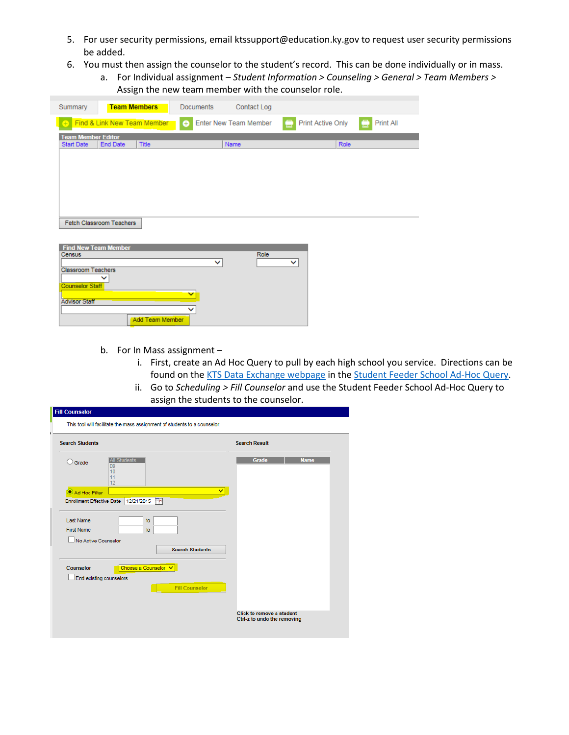5. For user security permissions, email ktssupport@education.ky.gov to request user security permissions be added.
6. You must then assign the counselor to the student's record. This can be done individually or in mass.
   a. For Individual assignment – *Student Information > Counseling > General > Team Members >* Assign the new team member with the counselor role.

Summary | Team Members | Documents | Contact Log

Find & Link New Team Member | Enter New Team Member | Print Active Only | Print All

Team Member Editor

Start Date | End Date | Title | Name | Role

Fetch Classroom Teachers

Find New Team Member

Census

Role

Classroom Teachers

Counselor Staff

Advisor Staff

Add Team Member

   b. For In Mass assignment –
      i. First, create an Ad Hoc Query to pull by each high school you service. Directions can be found on the [KTS Data Exchange webpage]() in the [Student Feeder School Ad-Hoc Query]().
      ii. Go to *Scheduling > Fill Counselor* and use the Student Feeder School Ad-Hoc Query to assign the students to the counselor.

Fill Counselor

This tool will facilitate the mass assignment of students to a counselor.

Search Students

Grade

All Students
09
10
11
12

Ad Hoc Filter

Enrollment Effective Date 12/21/2015

Last Name to

First Name to

No Active Counselor

Search Students

Counselor Choose a Counselor

End existing counselors

Fill Counselor

Search Result

Grade | Name

Click to remove a student
Ctrl-z to undo the removing